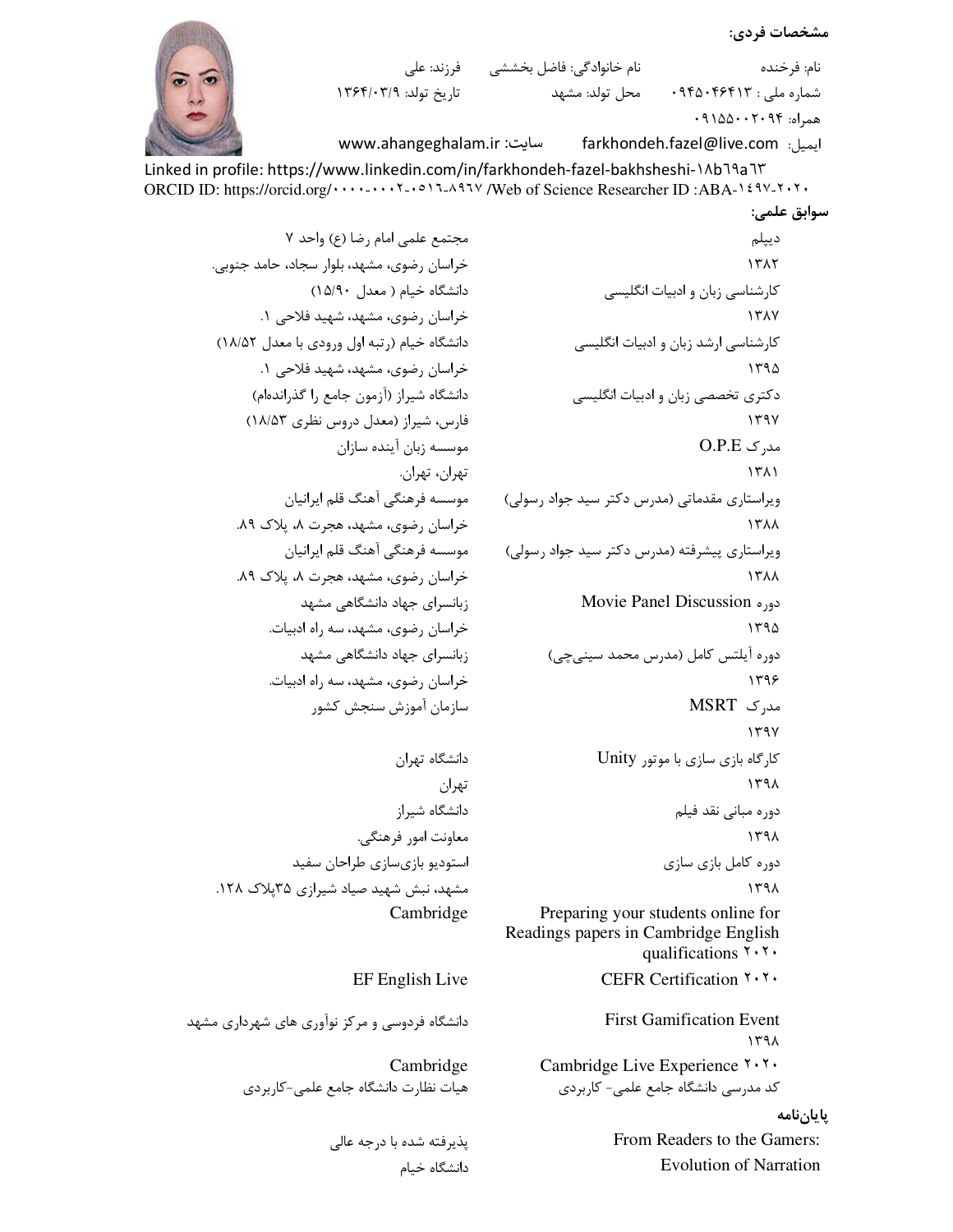## مشخصات فردی:

نام: فرخنده &nbsp;&nbsp;&nbsp;&nbsp; نام خانوادگی: فاضل بخششی &nbsp;&nbsp;&nbsp;&nbsp; فرزند: علی

شماره ملی : ۰۹۴۵۰۴۶۴۱۳ &nbsp;&nbsp;&nbsp;&nbsp; محل تولد: مشهد &nbsp;&nbsp;&nbsp;&nbsp; تاریخ تولد: ۱۳۶۴/۰۳/۹

همراه: ۰۹۱۵۵۰۰۲۰۹۴

ایمیل: farkhondeh.fazel@live.com &nbsp;&nbsp;&nbsp;&nbsp; سایت: www.ahangeghalam.ir

Linked in profile: https://www.linkedin.com/in/farkhondeh-fazel-bakhsheshi-١٨b٦٩a٦٣

ORCID ID: https://orcid.org/۰۰۰۰-۰۰۰۲-۰۵۱٦-۸۹٦۷ /Web of Science Researcher ID :ABA-١٤٩٧-٢٠٢٠

## سوابق علمی:

| | |
|---|---|
| دیپلم<br>۱۳۸۲ | مجتمع علمی امام رضا (ع) واحد ۷<br>خراسان رضوی، مشهد، بلوار سجاد، حامد جنوبی. |
| کارشناسی زبان و ادبیات انگلیسی<br>۱۳۸۷ | دانشگاه خیام ( معدل ۱۵/۹۰)<br>خراسان رضوی، مشهد، شهید فلاحی ۱. |
| کارشناسی ارشد زبان و ادبیات انگلیسی<br>۱۳۹۵ | دانشگاه خیام (رتبه اول ورودی با معدل ۱۸/۵۲)<br>خراسان رضوی، مشهد، شهید فلاحی ۱. |
| دکتری تخصصی زبان و ادبیات انگلیسی<br>۱۳۹۷ | دانشگاه شیراز (آزمون جامع را گذرانده‌ام)<br>فارس، شیراز (معدل دروس نظری ۱۸/۵۳) |
| مدرک O.P.E<br>۱۳۸۱ | موسسه زبان آینده سازان<br>تهران، تهران. |
| ویراستاری مقدماتی (مدرس دکتر سید جواد رسولی)<br>۱۳۸۸ | موسسه فرهنگی آهنگ قلم ایرانیان<br>خراسان رضوی، مشهد، هجرت ۸، پلاک ۸۹. |
| ویراستاری پیشرفته (مدرس دکتر سید جواد رسولی)<br>۱۳۸۸ | موسسه فرهنگی آهنگ قلم ایرانیان<br>خراسان رضوی، مشهد، هجرت ۸، پلاک ۸۹. |
| دوره Movie Panel Discussion<br>۱۳۹۵ | زبانسرای جهاد دانشگاهی مشهد<br>خراسان رضوی، مشهد، سه راه ادبیات. |
| دوره آیلتس کامل (مدرس محمد سینی‌چی)<br>۱۳۹۶ | زبانسرای جهاد دانشگاهی مشهد<br>خراسان رضوی، مشهد، سه راه ادبیات. |
| مدرک MSRT<br>۱۳۹۷ | سازمان آموزش سنجش کشور |
| کارگاه بازی سازی با موتور Unity<br>۱۳۹۸ | دانشگاه تهران<br>تهران |
| دوره مبانی نقد فیلم<br>۱۳۹۸ | دانشگاه شیراز<br>معاونت امور فرهنگی. |
| دوره کامل بازی سازی<br>۱۳۹۸ | استودیو بازی‌سازی طراحان سفید<br>مشهد، نبش شهید صیاد شیرازی ۳۵پلاک ۱۲۸. |
| Preparing your students online for Readings papers in Cambridge English qualifications ۲۰۲۰ | Cambridge |
| CEFR Certification ۲۰۲۰ | EF English Live |
| First Gamification Event<br>۱۳۹۸ | دانشگاه فردوسی و مرکز نوآوری های شهرداری مشهد |
| Cambridge Live Experience ۲۰۲۰ | Cambridge |
| کد مدرسی دانشگاه جامع علمی- کاربردی | هیات نظارت دانشگاه جامع علمی-کاربردی |

## پایان‌نامه

| | |
|---|---|
| From Readers to the Gamers:<br>Evolution of Narration | پذیرفته شده با درجه عالی<br>دانشگاه خیام |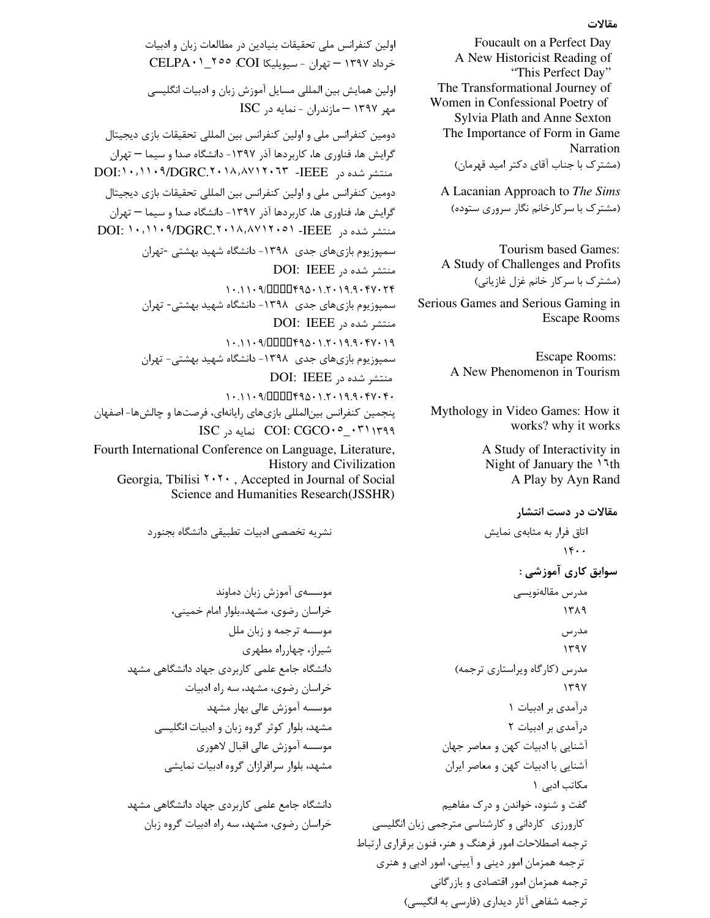## مقالات

| | |
|---|---|
| Foucault on a Perfect Day A New Historicist Reading of "This Perfect Day" | اولین کنفرانس ملی تحقیقات بنیادین در مطالعات زبان و ادبیات خرداد ۱۳۹۷ – تهران - سیویلیکا COI: CELPA۰۱_۲۵۵ |
| The Transformational Journey of Women in Confessional Poetry of Sylvia Plath and Anne Sexton | اولین همایش بین المللی مسایل آموزش زبان و ادبیات انگلیسی مهر ۱۳۹۷ – مازندران - نمایه در ISC |
| The Importance of Form in Game Narration (مشترک با جناب آقای دکتر امید قهرمان) | دومین کنفرانس ملی و اولین کنفرانس بین المللی تحقیقات بازی دیجیتال گرایش ها، فناوری ها، کاربردها آذر ۱۳۹۷- دانشگاه صدا و سیما – تهران منتشر شده در IEEE- DOI:۱۰،۱۱۰۹/DGRC.۲۰۱۸,۸۷۱۲۰۶۳ |
| A Lacanian Approach to *The Sims* (مشترک با سرکارخانم نگار سروری ستوده) | دومین کنفرانس ملی و اولین کنفرانس بین المللی تحقیقات بازی دیجیتال گرایش ها، فناوری ها، کاربردها آذر ۱۳۹۷- دانشگاه صدا و سیما – تهران منتشر شده در IEEE- DOI: ۱۰،۱۱۰۹/DGRC.۲۰۱۸,۸۷۱۲۰۵۱ |
| Tourism based Games: A Study of Challenges and Profits (مشترک با سرکار خانم غزل غازیانی) | سمپوزیوم بازی‌های جدی ۱۳۹۸- دانشگاه شهید بهشتی -تهران منتشر شده در IEEE :DOI ۱۰.۱۱۰۹/□□□□۴۹۵۰۱.۲۰۱۹.۹۰۴۷۰۲۴ |
| Serious Games and Serious Gaming in Escape Rooms | سمپوزیوم بازی‌های جدی ۱۳۹۸- دانشگاه شهید بهشتی- تهران منتشر شده در IEEE :DOI ۱۰.۱۱۰۹/□□□□۴۹۵۰۱.۲۰۱۹.۹۰۴۷۰۱۹ |
| Escape Rooms: A New Phenomenon in Tourism | سمپوزیوم بازی‌های جدی ۱۳۹۸- دانشگاه شهید بهشتی- تهران منتشر شده در IEEE :DOI ۱۰.۱۱۰۹/□□□□۴۹۵۰۱.۲۰۱۹.۹۰۴۷۰۴۰ |
| Mythology in Video Games: How it works? why it works | پنجمین کنفرانس بین‌المللی بازی‌های رایانه‌ای، فرصت‌ها و چالش‌ها- اصفهان COI: CGCO۰۵_۰۳۱۱۳۹۹ نمایه در ISC |
| A Study of Interactivity in Night of January the ۱۶th A Play by Ayn Rand | Fourth International Conference on Language, Literature, History and Civilization Georgia, Tbilisi ۲۰۲۰ , Accepted in Journal of Social Science and Humanities Research(JSSHR) |

## مقالات در دست انتشار

| | |
|---|---|
| اتاق فرار به مثابه‌ی نمایش ۱۴۰۰ | نشریه تخصصی ادبیات تطبیقی دانشگاه بجنورد |

## سوابق کاری آموزشی :

| | |
|---|---|
| مدرس مقاله‌نویسی ۱۳۸۹ | موسسه‌ی آموزش زبان دماوند خراسان رضوی، مشهد،بلوار امام خمینی، |
| مدرس ۱۳۹۷ | موسسه ترجمه و زبان ملل شیراز، چهارراه مطهری |
| مدرس (کارگاه ویراستاری ترجمه) ۱۳۹۷ | دانشگاه جامع علمی کاربردی جهاد دانشگاهی مشهد خراسان رضوی، مشهد، سه راه ادبیات |
| درآمدی بر ادبیات ۱<br>درآمدی بر ادبیات ۲ | موسسه آموزش عالی بهار مشهد<br>مشهد، بلوار کوثر گروه زبان و ادبیات انگلیسی |
| آشنایی با ادبیات کهن و معاصر جهان<br>آشنایی با ادبیات کهن و معاصر ایران<br>مکاتب ادبی ۱ | موسسه آموزش عالی اقبال لاهوری<br>مشهد، بلوار سرافرازان گروه ادبیات نمایشی |
| گفت و شنود، خواندن و درک مفاهیم<br>کارورزی کاردانی و کارشناسی مترجمی زبان انگلیسی<br>ترجمه اصطلاحات امور فرهنگ و هنر، فنون برقراری ارتباط<br>ترجمه همزمان امور دینی و آیینی، امور ادبی و هنری<br>ترجمه همزمان امور اقتصادی و بازرگانی<br>ترجمه شفاهی آثار دیداری (فارسی به انگیسی) | دانشگاه جامع علمی کاربردی جهاد دانشگاهی مشهد<br>خراسان رضوی، مشهد، سه راه ادبیات گروه زبان |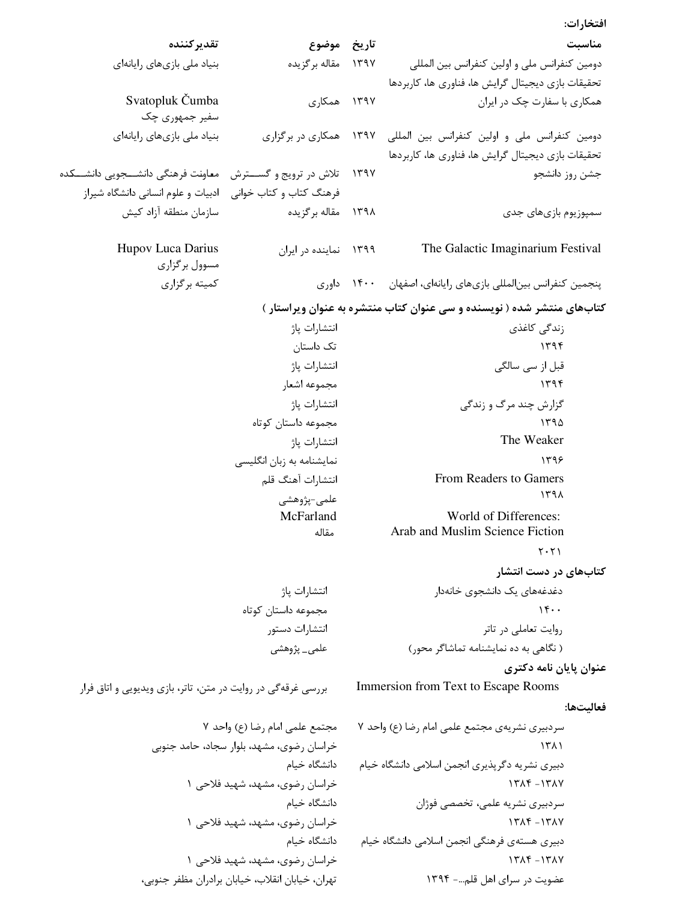**افتخارات:**

| مناسبت | تاریخ | موضوع | تقدیرکننده |
|---|---|---|---|
| دومین کنفرانس ملی و اولین کنفرانس بین المللی تحقیقات بازی دیجیتال گرایش ها، فناوری ها، کاربردها | ۱۳۹۷ | مقاله برگزیده | بنیاد ملی بازی‌های رایانه‌ای |
| همکاری با سفارت چک در ایران | ۱۳۹۷ | همکاری | Svatopluk Čumba سفیر جمهوری چک |
| دومین کنفرانس ملی و اولین کنفرانس بین المللی تحقیقات بازی دیجیتال گرایش ها، فناوری ها، کاربردها | ۱۳۹۷ | همکاری در برگزاری | بنیاد ملی بازی‌های رایانه‌ای |
| جشن روز دانشجو | ۱۳۹۷ | تلاش در ترویج و گسترش فرهنگ کتاب و کتاب خوانی | معاونت فرهنگی دانشجویی دانشکده ادبیات و علوم انسانی دانشگاه شیراز |
| سمپوزیوم بازی‌های جدی | ۱۳۹۸ | مقاله برگزیده | سازمان منطقه آزاد کیش |
| The Galactic Imaginarium Festival | ۱۳۹۹ | نماینده در ایران | Hupov Luca Darius مسوول برگزاری |
| پنجمین کنفرانس بین‌المللی بازی‌های رایانه‌ای، اصفهان | ۱۴۰۰ | داوری | کمیته برگزاری |

**کتاب‌های منتشر شده ( نویسنده و سی عنوان کتاب منتشره به عنوان ویراستار )**

| عنوان | ناشر / نوع |
|---|---|
| زندگی کاغذی<br>۱۳۹۴ | انتشارات پاژ<br>تک داستان |
| قبل از سی سالگی<br>۱۳۹۴ | انتشارات پاژ<br>مجموعه اشعار |
| گزارش چند مرگ و زندگی<br>۱۳۹۵ | انتشارات پاژ<br>مجموعه داستان کوتاه |
| The Weaker<br>۱۳۹۶ | انتشارات پاژ<br>نمایشنامه به زبان انگلیسی |
| From Readers to Gamers<br>۱۳۹۸ | انتشارات آهنگ قلم<br>علمی-پژوهشی |
| World of Differences: Arab and Muslim Science Fiction<br>۲۰۲۱ | McFarland<br>مقاله |

**کتاب‌های در دست انتشار**

| عنوان | ناشر / نوع |
|---|---|
| دغدغه‌های یک دانشجوی خانه‌دار<br>۱۴۰۰ | انتشارات پاژ<br>مجموعه داستان کوتاه |
| روایت تعاملی در تاتر<br>( نگاهی به ده نمایشنامه تماشاگر محور) | انتشارات دستور<br>علمی_ پژوهشی |

**عنوان پایان نامه دکتری**

Immersion from Text to Escape Rooms — بررسی غرقه‌گی در روایت در متن، تاتر، بازی ویدیویی و اتاق فرار

**فعالیت‌ها:**

| فعالیت | محل |
|---|---|
| سردبیری نشریه‌ی مجتمع علمی امام رضا (ع) واحد ۷<br>۱۳۸۱ | مجتمع علمی امام رضا (ع) واحد ۷<br>خراسان رضوی، مشهد، بلوار سجاد، حامد جنوبی |
| دبیری نشریه دگرپذیری انجمن اسلامی دانشگاه خیام<br>۱۳۸۴- ۱۳۸۷ | دانشگاه خیام<br>خراسان رضوی، مشهد، شهید فلاحی ۱ |
| سردبیری نشریه علمی، تخصصی فوژان<br>۱۳۸۴- ۱۳۸۷ | دانشگاه خیام<br>خراسان رضوی، مشهد، شهید فلاحی ۱ |
| دبیری هسته‌ی فرهنگی انجمن اسلامی دانشگاه خیام<br>۱۳۸۴- ۱۳۸۷ | دانشگاه خیام<br>خراسان رضوی، مشهد، شهید فلاحی ۱ |
| عضویت در سرای اهل قلم...- ۱۳۹۴ | تهران، خیابان انقلاب، خیابان برادران مظفر جنوبی، |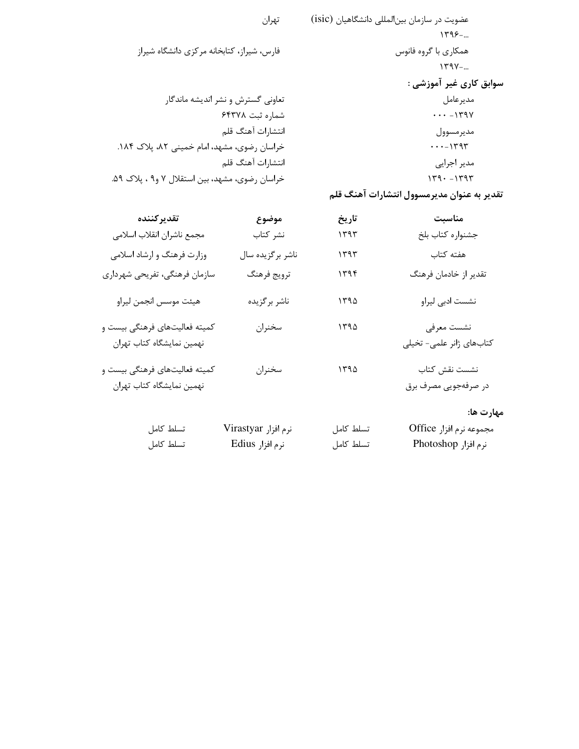عضویت در سازمان بین‌المللی دانشگاهیان (isic) — تهران
۱۳۹۶-...

همکاری با گروه فانوس — فارس، شیراز، کتابخانه مرکزی دانشگاه شیراز
۱۳۹۷-...

**سوابق کاری غیر آموزشی :**

مدیرعامل — تعاونی گسترش و نشر اندیشه ماندگار
۱۳۹۷- ...
شماره ثبت ۶۴۳۷۸

مدیرمسوول — انتشارات آهنگ قلم
۱۳۹۳-...
خراسان رضوی، مشهد، امام خمینی ۸۲، پلاک ۱۸۴.

مدیر اجرایی — انتشارات آهنگ قلم
۱۳۹۰ -۱۳۹۳
خراسان رضوی، مشهد، بین استقلال ۷ و۹ ، پلاک ۵۹.

**تقدیر به عنوان مدیرمسوول انتشارات آهنگ قلم**

| مناسبت | تاریخ | موضوع | تقدیرکننده |
|---|---|---|---|
| جشنواره کتاب بلخ | ۱۳۹۳ | نشر کتاب | مجمع ناشران انقلاب اسلامی |
| هفته کتاب | ۱۳۹۳ | ناشر برگزیده سال | وزارت فرهنگ و ارشاد اسلامی |
| تقدیر از خادمان فرهنگ | ۱۳۹۴ | ترویج فرهنگ | سازمان فرهنگی، تفریحی شهرداری |
| نشست ادبی لیراو | ۱۳۹۵ | ناشر برگزیده | هیئت موسس انجمن لیراو |
| نشست معرفی کتاب‌های ژانر علمی- تخیلی | ۱۳۹۵ | سخنران | کمیته فعالیت‌های فرهنگی بیست و نهمین نمایشگاه کتاب تهران |
| نشست نقش کتاب در صرفه‌جویی مصرف برق | ۱۳۹۵ | سخنران | کمیته فعالیت‌های فرهنگی بیست و نهمین نمایشگاه کتاب تهران |

**مهارت ها:**

| | | | |
|---|---|---|---|
| مجموعه نرم افزار Office | تسلط کامل | نرم افزار Virastyar | تسلط کامل |
| نرم افزار Photoshop | تسلط کامل | نرم افزار Edius | تسلط کامل |